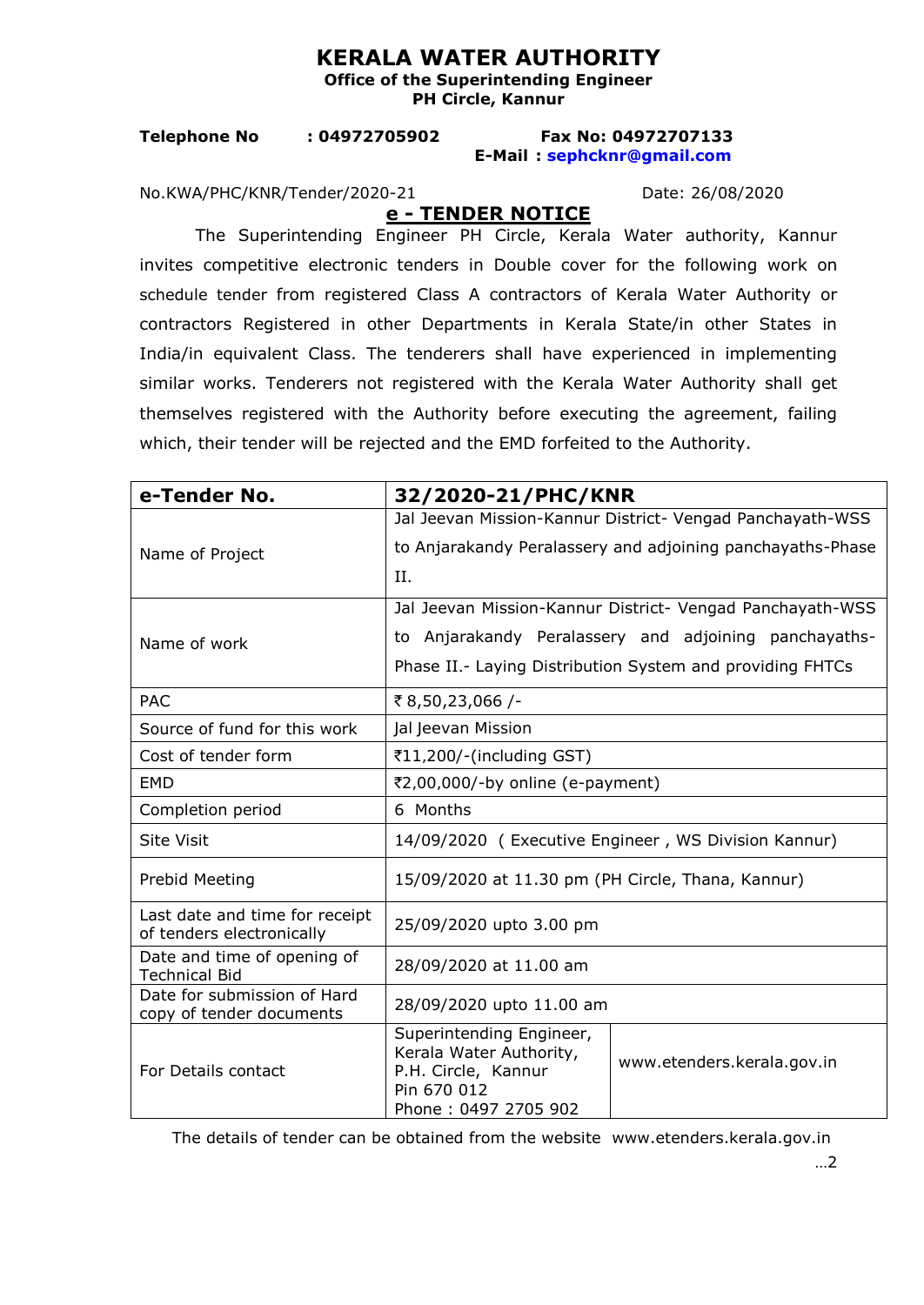# KERALA WATER AUTHORITY

**Office of the Superintending Engineer**
**PH Circle, Kannur**

**Telephone No : 04972705902** **Fax No: 04972707133**
**E-Mail : sephcknr@gmail.com**

No.KWA/PHC/KNR/Tender/2020-21 Date: 26/08/2020

## e - TENDER NOTICE

The Superintending Engineer PH Circle, Kerala Water authority, Kannur invites competitive electronic tenders in Double cover for the following work on schedule tender from registered Class A contractors of Kerala Water Authority or contractors Registered in other Departments in Kerala State/in other States in India/in equivalent Class. The tenderers shall have experienced in implementing similar works. Tenderers not registered with the Kerala Water Authority shall get themselves registered with the Authority before executing the agreement, failing which, their tender will be rejected and the EMD forfeited to the Authority.

| **e-Tender No.** | **32/2020-21/PHC/KNR** | |
|---|---|---|
| Name of Project | Jal Jeevan Mission-Kannur District- Vengad Panchayath-WSS to Anjarakandy Peralassery and adjoining panchayaths-Phase II. | |
| Name of work | Jal Jeevan Mission-Kannur District- Vengad Panchayath-WSS to Anjarakandy Peralassery and adjoining panchayaths-Phase II.- Laying Distribution System and providing FHTCs | |
| PAC | ₹ 8,50,23,066 /- | |
| Source of fund for this work | Jal Jeevan Mission | |
| Cost of tender form | ₹11,200/-(including GST) | |
| EMD | ₹2,00,000/-by online (e-payment) | |
| Completion period | 6 Months | |
| Site Visit | 14/09/2020 ( Executive Engineer , WS Division Kannur) | |
| Prebid Meeting | 15/09/2020 at 11.30 pm (PH Circle, Thana, Kannur) | |
| Last date and time for receipt of tenders electronically | 25/09/2020 upto 3.00 pm | |
| Date and time of opening of Technical Bid | 28/09/2020 at 11.00 am | |
| Date for submission of Hard copy of tender documents | 28/09/2020 upto 11.00 am | |
| For Details contact | Superintending Engineer, Kerala Water Authority, P.H. Circle, Kannur Pin 670 012 Phone : 0497 2705 902 | www.etenders.kerala.gov.in |

The details of tender can be obtained from the website www.etenders.kerala.gov.in

…2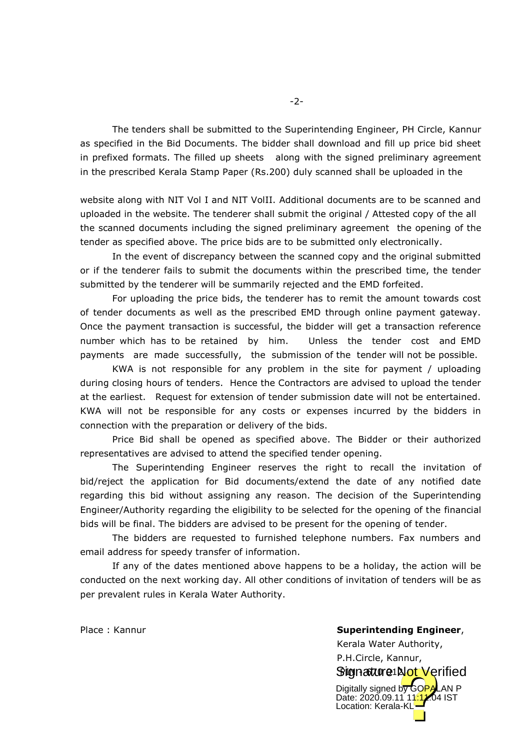The tenders shall be submitted to the Superintending Engineer, PH Circle, Kannur as specified in the Bid Documents. The bidder shall download and fill up price bid sheet in prefixed formats. The filled up sheets along with the signed preliminary agreement in the prescribed Kerala Stamp Paper (Rs.200) duly scanned shall be uploaded in the

website along with NIT Vol I and NIT VolII. Additional documents are to be scanned and uploaded in the website. The tenderer shall submit the original / Attested copy of the all the scanned documents including the signed preliminary agreement the opening of the tender as specified above. The price bids are to be submitted only electronically.

In the event of discrepancy between the scanned copy and the original submitted or if the tenderer fails to submit the documents within the prescribed time, the tender submitted by the tenderer will be summarily rejected and the EMD forfeited.

For uploading the price bids, the tenderer has to remit the amount towards cost of tender documents as well as the prescribed EMD through online payment gateway. Once the payment transaction is successful, the bidder will get a transaction reference number which has to be retained by him. Unless the tender cost and EMD payments are made successfully, the submission of the tender will not be possible.

KWA is not responsible for any problem in the site for payment / uploading during closing hours of tenders. Hence the Contractors are advised to upload the tender at the earliest. Request for extension of tender submission date will not be entertained. KWA will not be responsible for any costs or expenses incurred by the bidders in connection with the preparation or delivery of the bids.

Price Bid shall be opened as specified above. The Bidder or their authorized representatives are advised to attend the specified tender opening.

The Superintending Engineer reserves the right to recall the invitation of bid/reject the application for Bid documents/extend the date of any notified date regarding this bid without assigning any reason. The decision of the Superintending Engineer/Authority regarding the eligibility to be selected for the opening of the financial bids will be final. The bidders are advised to be present for the opening of tender.

The bidders are requested to furnished telephone numbers. Fax numbers and email address for speedy transfer of information.

If any of the dates mentioned above happens to be a holiday, the action will be conducted on the next working day. All other conditions of invitation of tenders will be as per prevalent rules in Kerala Water Authority.

Place : Kannur

**Superintending Engineer**,
Kerala Water Authority,
P.H.Circle, Kannur,

Signature Not Verified
Digitally signed by GOPALAN P
Date: 2020.09.11 11:11:04 IST
Location: Kerala-KL